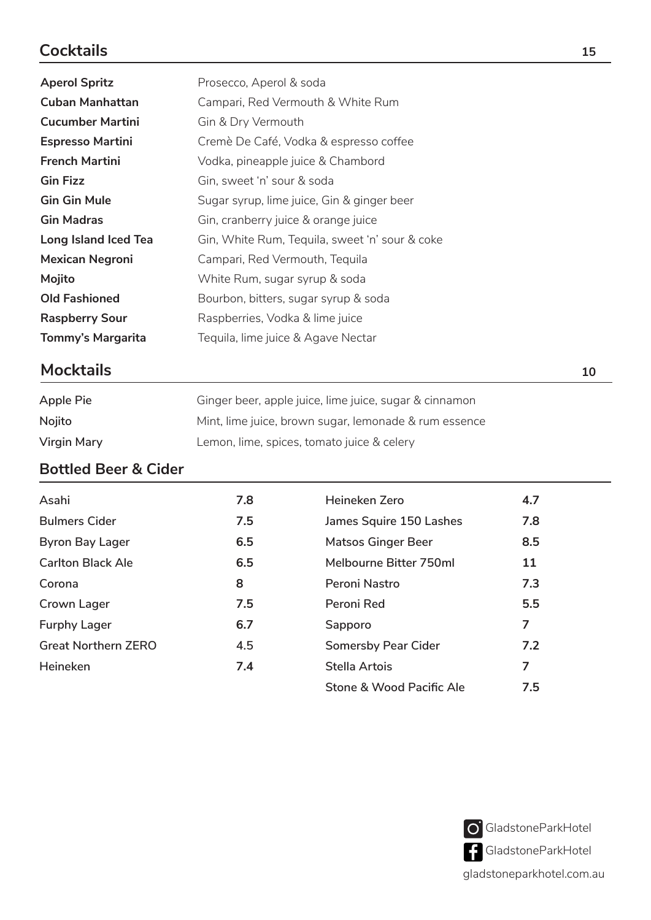## Cocktails — 15

| | |
|---|---|
| **Aperol Spritz** | Prosecco, Aperol & soda |
| **Cuban Manhattan** | Campari, Red Vermouth & White Rum |
| **Cucumber Martini** | Gin & Dry Vermouth |
| **Espresso Martini** | Cremè De Café, Vodka & espresso coffee |
| **French Martini** | Vodka, pineapple juice & Chambord |
| **Gin Fizz** | Gin, sweet 'n' sour & soda |
| **Gin Gin Mule** | Sugar syrup, lime juice, Gin & ginger beer |
| **Gin Madras** | Gin, cranberry juice & orange juice |
| **Long Island Iced Tea** | Gin, White Rum, Tequila, sweet 'n' sour & coke |
| **Mexican Negroni** | Campari, Red Vermouth, Tequila |
| **Mojito** | White Rum, sugar syrup & soda |
| **Old Fashioned** | Bourbon, bitters, sugar syrup & soda |
| **Raspberry Sour** | Raspberries, Vodka & lime juice |
| **Tommy's Margarita** | Tequila, lime juice & Agave Nectar |

## Mocktails — 10

| | |
|---|---|
| Apple Pie | Ginger beer, apple juice, lime juice, sugar & cinnamon |
| Nojito | Mint, lime juice, brown sugar, lemonade & rum essence |
| Virgin Mary | Lemon, lime, spices, tomato juice & celery |

## Bottled Beer & Cider

| | |
|---|---|
| Asahi | 7.8 |
| Bulmers Cider | 7.5 |
| Byron Bay Lager | 6.5 |
| Carlton Black Ale | 6.5 |
| Corona | 8 |
| Crown Lager | 7.5 |
| Furphy Lager | 6.7 |
| Great Northern ZERO | 4.5 |
| Heineken | 7.4 |
| Heineken Zero | 4.7 |
| James Squire 150 Lashes | 7.8 |
| Matsos Ginger Beer | 8.5 |
| Melbourne Bitter 750ml | 11 |
| Peroni Nastro | 7.3 |
| Peroni Red | 5.5 |
| Sapporo | 7 |
| Somersby Pear Cider | 7.2 |
| Stella Artois | 7 |
| Stone & Wood Pacific Ale | 7.5 |

GladstoneParkHotel

GladstoneParkHotel

gladstoneparkhotel.com.au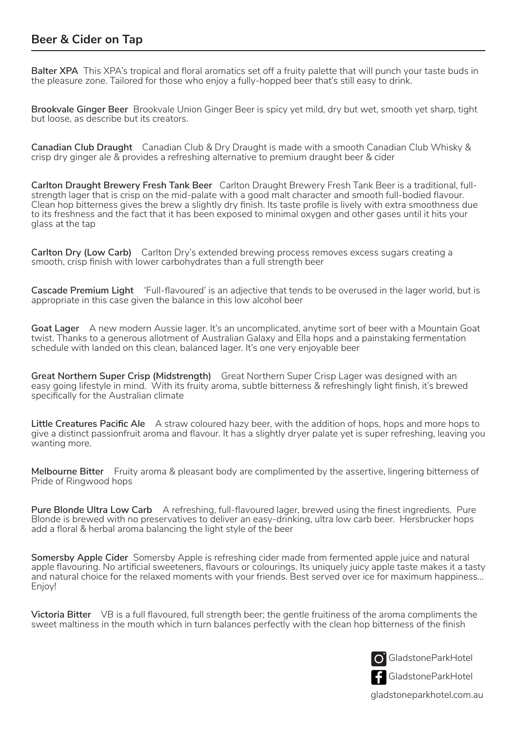## Beer & Cider on Tap

**Balter XPA** This XPA's tropical and floral aromatics set off a fruity palette that will punch your taste buds in the pleasure zone. Tailored for those who enjoy a fully-hopped beer that's still easy to drink.

**Brookvale Ginger Beer** Brookvale Union Ginger Beer is spicy yet mild, dry but wet, smooth yet sharp, tight but loose, as describe but its creators.

**Canadian Club Draught** Canadian Club & Dry Draught is made with a smooth Canadian Club Whisky & crisp dry ginger ale & provides a refreshing alternative to premium draught beer & cider

**Carlton Draught Brewery Fresh Tank Beer** Carlton Draught Brewery Fresh Tank Beer is a traditional, full-strength lager that is crisp on the mid-palate with a good malt character and smooth full-bodied flavour. Clean hop bitterness gives the brew a slightly dry finish. Its taste profile is lively with extra smoothness due to its freshness and the fact that it has been exposed to minimal oxygen and other gases until it hits your glass at the tap

**Carlton Dry (Low Carb)** Carlton Dry's extended brewing process removes excess sugars creating a smooth, crisp finish with lower carbohydrates than a full strength beer

**Cascade Premium Light** 'Full-flavoured' is an adjective that tends to be overused in the lager world, but is appropriate in this case given the balance in this low alcohol beer

**Goat Lager** A new modern Aussie lager. It's an uncomplicated, anytime sort of beer with a Mountain Goat twist. Thanks to a generous allotment of Australian Galaxy and Ella hops and a painstaking fermentation schedule with landed on this clean, balanced lager. It's one very enjoyable beer

**Great Northern Super Crisp (Midstrength)** Great Northern Super Crisp Lager was designed with an easy going lifestyle in mind. With its fruity aroma, subtle bitterness & refreshingly light finish, it's brewed specifically for the Australian climate

**Little Creatures Pacific Ale** A straw coloured hazy beer, with the addition of hops, hops and more hops to give a distinct passionfruit aroma and flavour. It has a slightly dryer palate yet is super refreshing, leaving you wanting more.

**Melbourne Bitter** Fruity aroma & pleasant body are complimented by the assertive, lingering bitterness of Pride of Ringwood hops

**Pure Blonde Ultra Low Carb** A refreshing, full-flavoured lager, brewed using the finest ingredients. Pure Blonde is brewed with no preservatives to deliver an easy-drinking, ultra low carb beer. Hersbrucker hops add a floral & herbal aroma balancing the light style of the beer

**Somersby Apple Cider** Somersby Apple is refreshing cider made from fermented apple juice and natural apple flavouring. No artificial sweeteners, flavours or colourings. Its uniquely juicy apple taste makes it a tasty and natural choice for the relaxed moments with your friends. Best served over ice for maximum happiness... Enjoy!

**Victoria Bitter** VB is a full flavoured, full strength beer; the gentle fruitiness of the aroma compliments the sweet maltiness in the mouth which in turn balances perfectly with the clean hop bitterness of the finish

GladstoneParkHotel

GladstoneParkHotel

gladstoneparkhotel.com.au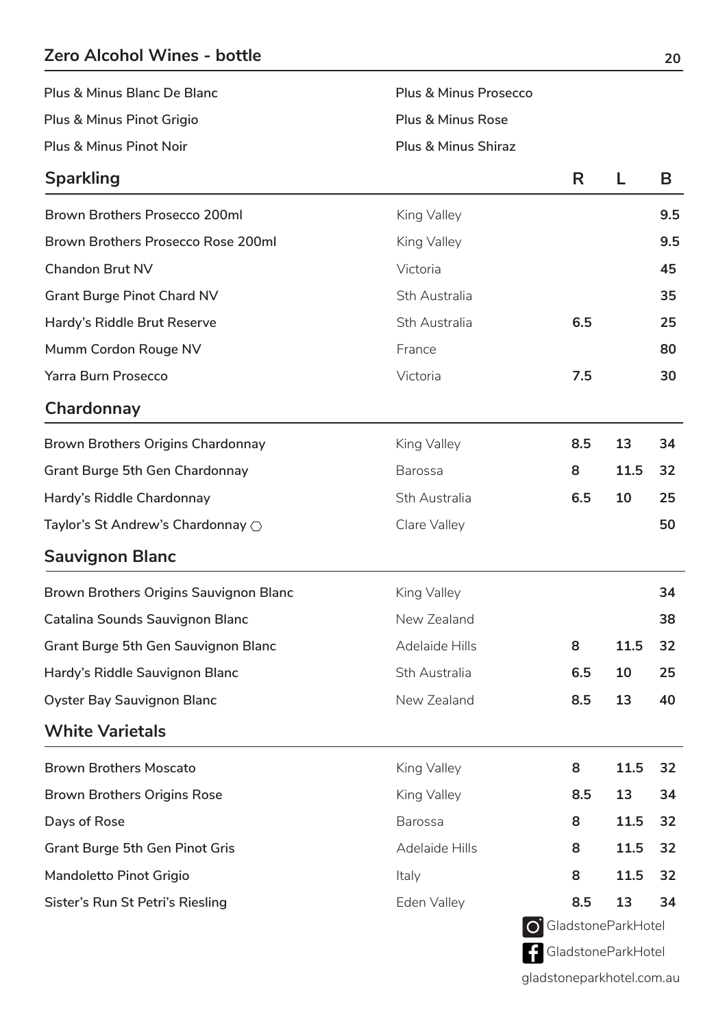## Zero Alcohol Wines - bottle 20

| | |
|---|---|
| Plus & Minus Blanc De Blanc | Plus & Minus Prosecco |
| Plus & Minus Pinot Grigio | Plus & Minus Rose |
| Plus & Minus Pinot Noir | Plus & Minus Shiraz |

## Sparkling

| | | R | L | B |
|---|---|---|---|---|
| Brown Brothers Prosecco 200ml | King Valley | | | 9.5 |
| Brown Brothers Prosecco Rose 200ml | King Valley | | | 9.5 |
| Chandon Brut NV | Victoria | | | 45 |
| Grant Burge Pinot Chard NV | Sth Australia | | | 35 |
| Hardy's Riddle Brut Reserve | Sth Australia | 6.5 | | 25 |
| Mumm Cordon Rouge NV | France | | | 80 |
| Yarra Burn Prosecco | Victoria | 7.5 | | 30 |

## Chardonnay

| | | R | L | B |
|---|---|---|---|---|
| Brown Brothers Origins Chardonnay | King Valley | 8.5 | 13 | 34 |
| Grant Burge 5th Gen Chardonnay | Barossa | 8 | 11.5 | 32 |
| Hardy's Riddle Chardonnay | Sth Australia | 6.5 | 10 | 25 |
| Taylor's St Andrew's Chardonnay ○ | Clare Valley | | | 50 |

## Sauvignon Blanc

| | | R | L | B |
|---|---|---|---|---|
| Brown Brothers Origins Sauvignon Blanc | King Valley | | | 34 |
| Catalina Sounds Sauvignon Blanc | New Zealand | | | 38 |
| Grant Burge 5th Gen Sauvignon Blanc | Adelaide Hills | 8 | 11.5 | 32 |
| Hardy's Riddle Sauvignon Blanc | Sth Australia | 6.5 | 10 | 25 |
| Oyster Bay Sauvignon Blanc | New Zealand | 8.5 | 13 | 40 |

## White Varietals

| | | R | L | B |
|---|---|---|---|---|
| Brown Brothers Moscato | King Valley | 8 | 11.5 | 32 |
| Brown Brothers Origins Rose | King Valley | 8.5 | 13 | 34 |
| Days of Rose | Barossa | 8 | 11.5 | 32 |
| Grant Burge 5th Gen Pinot Gris | Adelaide Hills | 8 | 11.5 | 32 |
| Mandoletto Pinot Grigio | Italy | 8 | 11.5 | 32 |
| Sister's Run St Petri's Riesling | Eden Valley | 8.5 | 13 | 34 |

GladstoneParkHotel

GladstoneParkHotel

gladstoneparkhotel.com.au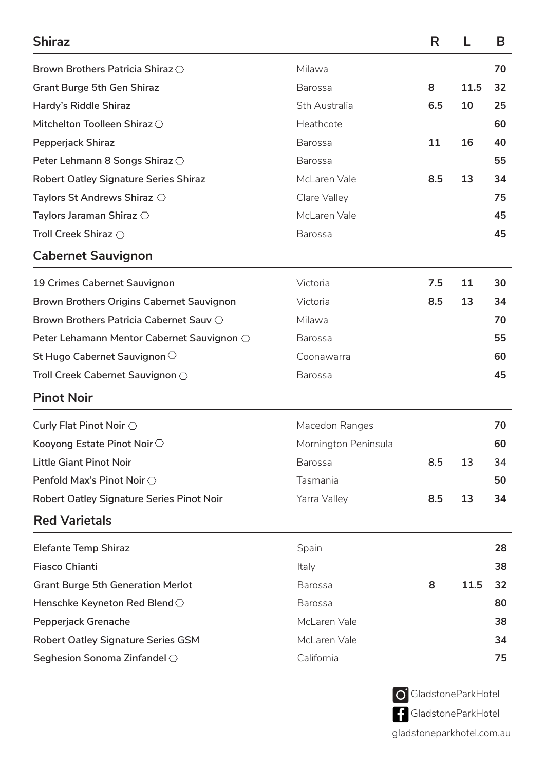| Shiraz | | R | L | B |
|---|---|---|---|---|
| Brown Brothers Patricia Shiraz ⬡ | Milawa | | | 70 |
| Grant Burge 5th Gen Shiraz | Barossa | 8 | 11.5 | 32 |
| Hardy's Riddle Shiraz | Sth Australia | 6.5 | 10 | 25 |
| Mitchelton Toolleen Shiraz ⬡ | Heathcote | | | 60 |
| Pepperjack Shiraz | Barossa | 11 | 16 | 40 |
| Peter Lehmann 8 Songs Shiraz ⬡ | Barossa | | | 55 |
| Robert Oatley Signature Series Shiraz | McLaren Vale | 8.5 | 13 | 34 |
| Taylors St Andrews Shiraz ⬡ | Clare Valley | | | 75 |
| Taylors Jaraman Shiraz ⬡ | McLaren Vale | | | 45 |
| Troll Creek Shiraz ⬡ | Barossa | | | 45 |

## Cabernet Sauvignon

| | | | | |
|---|---|---|---|---|
| 19 Crimes Cabernet Sauvignon | Victoria | 7.5 | 11 | 30 |
| Brown Brothers Origins Cabernet Sauvignon | Victoria | 8.5 | 13 | 34 |
| Brown Brothers Patricia Cabernet Sauv ⬡ | Milawa | | | 70 |
| Peter Lehamann Mentor Cabernet Sauvignon ⬡ | Barossa | | | 55 |
| St Hugo Cabernet Sauvignon ⬡ | Coonawarra | | | 60 |
| Troll Creek Cabernet Sauvignon ⬡ | Barossa | | | 45 |

## Pinot Noir

| | | | | |
|---|---|---|---|---|
| Curly Flat Pinot Noir ⬡ | Macedon Ranges | | | 70 |
| Kooyong Estate Pinot Noir ⬡ | Mornington Peninsula | | | 60 |
| Little Giant Pinot Noir | Barossa | 8.5 | 13 | 34 |
| Penfold Max's Pinot Noir ⬡ | Tasmania | | | 50 |
| Robert Oatley Signature Series Pinot Noir | Yarra Valley | 8.5 | 13 | 34 |

## Red Varietals

| | | | | |
|---|---|---|---|---|
| Elefante Temp Shiraz | Spain | | | 28 |
| Fiasco Chianti | Italy | | | 38 |
| Grant Burge 5th Generation Merlot | Barossa | 8 | 11.5 | 32 |
| Henschke Keyneton Red Blend ⬡ | Barossa | | | 80 |
| Pepperjack Grenache | McLaren Vale | | | 38 |
| Robert Oatley Signature Series GSM | McLaren Vale | | | 34 |
| Seghesion Sonoma Zinfandel ⬡ | California | | | 75 |

GladstoneParkHotel

GladstoneParkHotel

gladstoneparkhotel.com.au